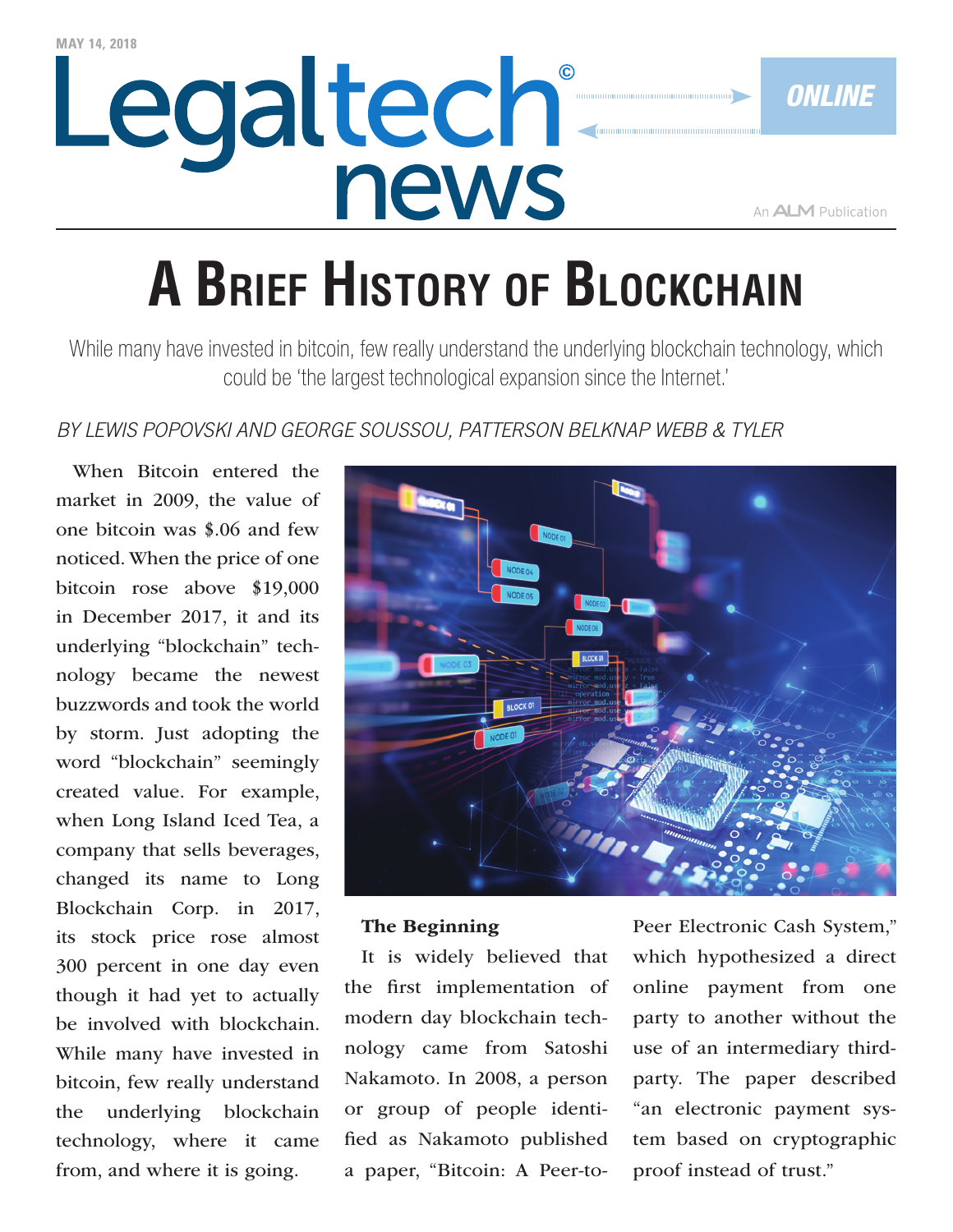MAY 14, 2018

Legaltech news ONLINE

An ALM Publication

# A Brief History of Blockchain

While many have invested in bitcoin, few really understand the underlying blockchain technology, which could be 'the largest technological expansion since the Internet.'

*BY LEWIS POPOVSKI AND GEORGE SOUSSOU, PATTERSON BELKNAP WEBB & TYLER*

When Bitcoin entered the market in 2009, the value of one bitcoin was $.06 and few noticed. When the price of one bitcoin rose above $19,000 in December 2017, it and its underlying "blockchain" technology became the newest buzzwords and took the world by storm. Just adopting the word "blockchain" seemingly created value. For example, when Long Island Iced Tea, a company that sells beverages, changed its name to Long Blockchain Corp. in 2017, its stock price rose almost 300 percent in one day even though it had yet to actually be involved with blockchain. While many have invested in bitcoin, few really understand the underlying blockchain technology, where it came from, and where it is going.

## The Beginning

It is widely believed that the first implementation of modern day blockchain technology came from Satoshi Nakamoto. In 2008, a person or group of people identified as Nakamoto published a paper, "Bitcoin: A Peer-to-Peer Electronic Cash System," which hypothesized a direct online payment from one party to another without the use of an intermediary third-party. The paper described "an electronic payment system based on cryptographic proof instead of trust."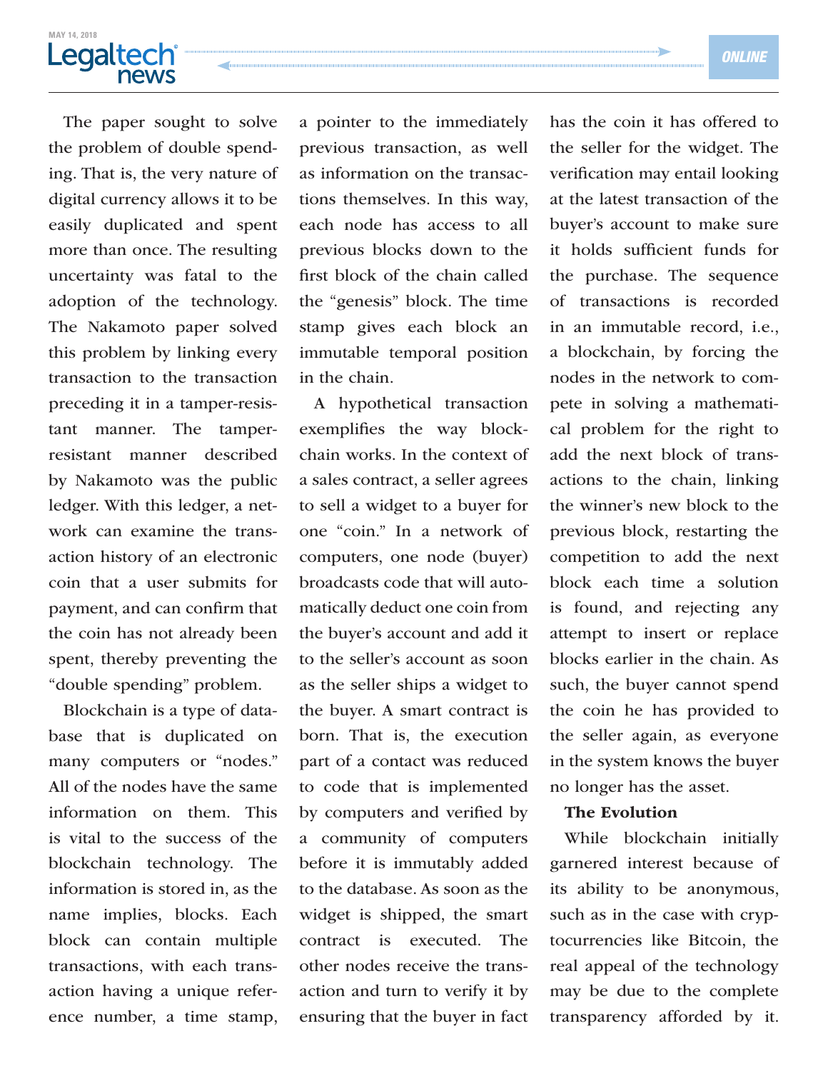The paper sought to solve the problem of double spending. That is, the very nature of digital currency allows it to be easily duplicated and spent more than once. The resulting uncertainty was fatal to the adoption of the technology. The Nakamoto paper solved this problem by linking every transaction to the transaction preceding it in a tamper-resistant manner. The tamper-resistant manner described by Nakamoto was the public ledger. With this ledger, a network can examine the transaction history of an electronic coin that a user submits for payment, and can confirm that the coin has not already been spent, thereby preventing the "double spending" problem.

Blockchain is a type of database that is duplicated on many computers or "nodes." All of the nodes have the same information on them. This is vital to the success of the blockchain technology. The information is stored in, as the name implies, blocks. Each block can contain multiple transactions, with each transaction having a unique reference number, a time stamp, a pointer to the immediately previous transaction, as well as information on the transactions themselves. In this way, each node has access to all previous blocks down to the first block of the chain called the "genesis" block. The time stamp gives each block an immutable temporal position in the chain.

A hypothetical transaction exemplifies the way blockchain works. In the context of a sales contract, a seller agrees to sell a widget to a buyer for one "coin." In a network of computers, one node (buyer) broadcasts code that will automatically deduct one coin from the buyer's account and add it to the seller's account as soon as the seller ships a widget to the buyer. A smart contract is born. That is, the execution part of a contact was reduced to code that is implemented by computers and verified by a community of computers before it is immutably added to the database. As soon as the widget is shipped, the smart contract is executed. The other nodes receive the transaction and turn to verify it by ensuring that the buyer in fact has the coin it has offered to the seller for the widget. The verification may entail looking at the latest transaction of the buyer's account to make sure it holds sufficient funds for the purchase. The sequence of transactions is recorded in an immutable record, i.e., a blockchain, by forcing the nodes in the network to compete in solving a mathematical problem for the right to add the next block of transactions to the chain, linking the winner's new block to the previous block, restarting the competition to add the next block each time a solution is found, and rejecting any attempt to insert or replace blocks earlier in the chain. As such, the buyer cannot spend the coin he has provided to the seller again, as everyone in the system knows the buyer no longer has the asset.

**The Evolution**

While blockchain initially garnered interest because of its ability to be anonymous, such as in the case with cryptocurrencies like Bitcoin, the real appeal of the technology may be due to the complete transparency afforded by it.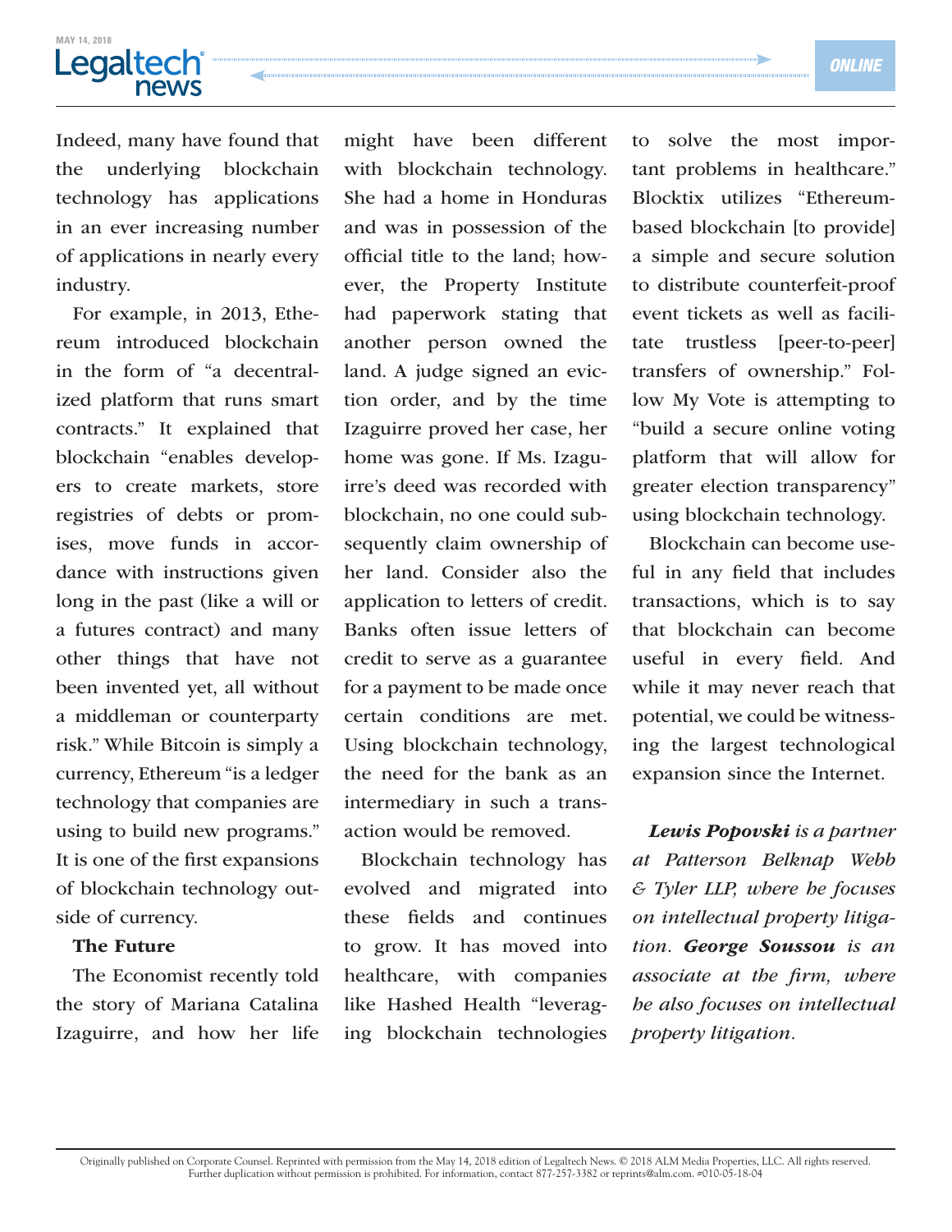Indeed, many have found that the underlying blockchain technology has applications in an ever increasing number of applications in nearly every industry.

For example, in 2013, Ethereum introduced blockchain in the form of "a decentralized platform that runs smart contracts." It explained that blockchain "enables developers to create markets, store registries of debts or promises, move funds in accordance with instructions given long in the past (like a will or a futures contract) and many other things that have not been invented yet, all without a middleman or counterparty risk." While Bitcoin is simply a currency, Ethereum "is a ledger technology that companies are using to build new programs." It is one of the first expansions of blockchain technology outside of currency.

**The Future**

The Economist recently told the story of Mariana Catalina Izaguirre, and how her life might have been different with blockchain technology. She had a home in Honduras and was in possession of the official title to the land; however, the Property Institute had paperwork stating that another person owned the land. A judge signed an eviction order, and by the time Izaguirre proved her case, her home was gone. If Ms. Izaguirre's deed was recorded with blockchain, no one could subsequently claim ownership of her land. Consider also the application to letters of credit. Banks often issue letters of credit to serve as a guarantee for a payment to be made once certain conditions are met. Using blockchain technology, the need for the bank as an intermediary in such a transaction would be removed.

Blockchain technology has evolved and migrated into these fields and continues to grow. It has moved into healthcare, with companies like Hashed Health "leveraging blockchain technologies to solve the most important problems in healthcare." Blocktix utilizes "Ethereum-based blockchain [to provide] a simple and secure solution to distribute counterfeit-proof event tickets as well as facilitate trustless [peer-to-peer] transfers of ownership." Follow My Vote is attempting to "build a secure online voting platform that will allow for greater election transparency" using blockchain technology.

Blockchain can become useful in any field that includes transactions, which is to say that blockchain can become useful in every field. And while it may never reach that potential, we could be witnessing the largest technological expansion since the Internet.

***Lewis Popovski*** *is a partner at Patterson Belknap Webb & Tyler LLP, where he focuses on intellectual property litigation.* ***George Soussou*** *is an associate at the firm, where he also focuses on intellectual property litigation.*